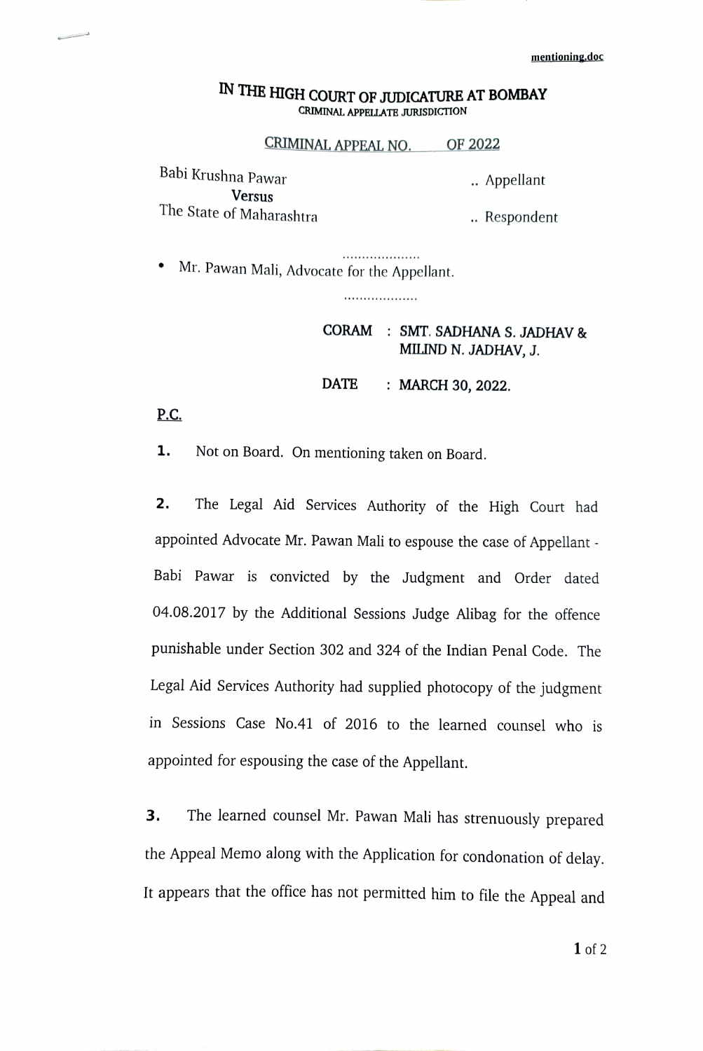mentioning.doc

# IN THE HIGH COURT OF JUDICATURE AT BOMBAY

CRIMINAL APPELLATE JURISDICTION

CRIMINAL APPEAL NO. OF 2022

Babi Krushna Pawar .. Appellant
**Versus**
The State of Maharashtra .. Respondent

....................

- Mr. Pawan Mali, Advocate for the Appellant.

...................

**CORAM : SMT. SADHANA S. JADHAV & MILIND N. JADHAV, J.**

**DATE : MARCH 30, 2022.**

**P.C.**

**1.** Not on Board. On mentioning taken on Board.

**2.** The Legal Aid Services Authority of the High Court had appointed Advocate Mr. Pawan Mali to espouse the case of Appellant - Babi Pawar is convicted by the Judgment and Order dated 04.08.2017 by the Additional Sessions Judge Alibag for the offence punishable under Section 302 and 324 of the Indian Penal Code. The Legal Aid Services Authority had supplied photocopy of the judgment in Sessions Case No.41 of 2016 to the learned counsel who is appointed for espousing the case of the Appellant.

**3.** The learned counsel Mr. Pawan Mali has strenuously prepared the Appeal Memo along with the Application for condonation of delay. It appears that the office has not permitted him to file the Appeal and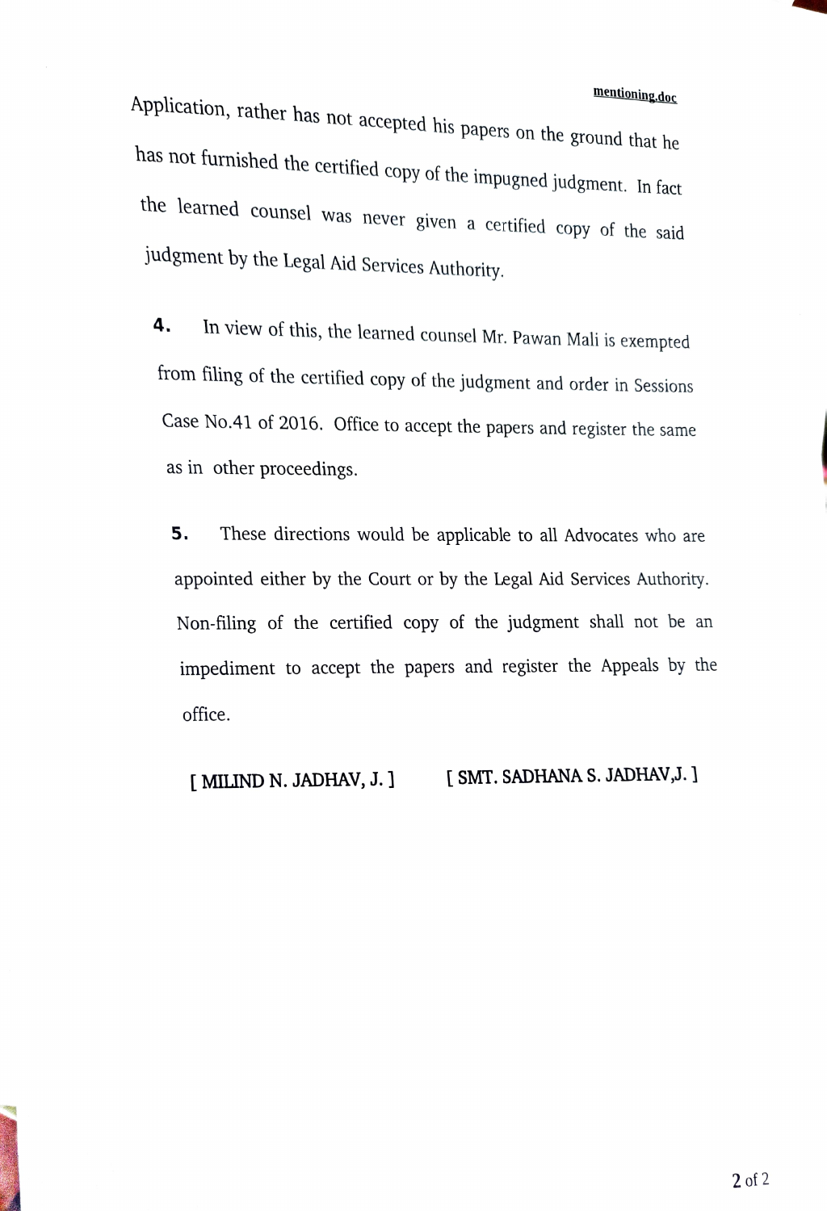Application, rather has not accepted his papers on the ground that he has not furnished the certified copy of the impugned judgment. In fact the learned counsel was never given a certified copy of the said judgment by the Legal Aid Services Authority.

**4.** In view of this, the learned counsel Mr. Pawan Mali is exempted from filing of the certified copy of the judgment and order in Sessions Case No.41 of 2016. Office to accept the papers and register the same as in other proceedings.

**5.** These directions would be applicable to all Advocates who are appointed either by the Court or by the Legal Aid Services Authority. Non-filing of the certified copy of the judgment shall not be an impediment to accept the papers and register the Appeals by the office.

**[ MILIND N. JADHAV, J. ]** **[ SMT. SADHANA S. JADHAV,J. ]**